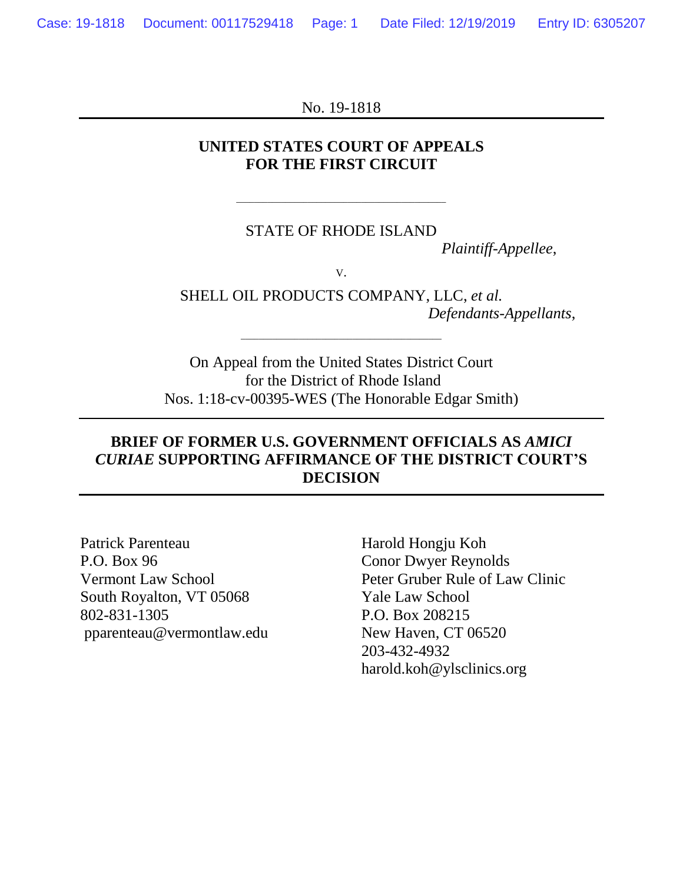No. 19-1818

**UNITED STATES COURT OF APPEALS**
**FOR THE FIRST CIRCUIT**

---

STATE OF RHODE ISLAND

*Plaintiff-Appellee*,

v.

SHELL OIL PRODUCTS COMPANY, LLC, *et al.*

*Defendants-Appellants*,

---

On Appeal from the United States District Court
for the District of Rhode Island
Nos. 1:18-cv-00395-WES (The Honorable Edgar Smith)

---

**BRIEF OF FORMER U.S. GOVERNMENT OFFICIALS AS *AMICI CURIAE* SUPPORTING AFFIRMANCE OF THE DISTRICT COURT'S DECISION**

---

Patrick Parenteau
P.O. Box 96
Vermont Law School
South Royalton, VT 05068
802-831-1305
pparenteau@vermontlaw.edu

Harold Hongju Koh
Conor Dwyer Reynolds
Peter Gruber Rule of Law Clinic
Yale Law School
P.O. Box 208215
New Haven, CT 06520
203-432-4932
harold.koh@ylsclinics.org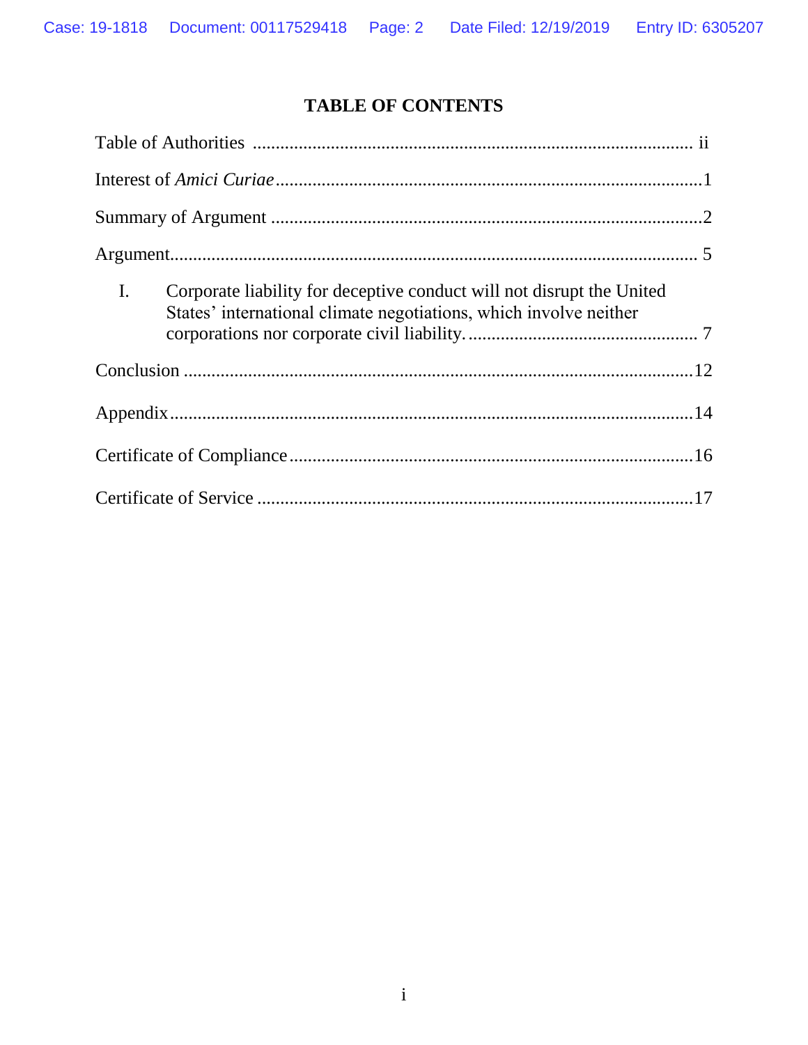# TABLE OF CONTENTS

Table of Authorities ........................................................................................ ii

Interest of *Amici Curiae* ........................................................................................1

Summary of Argument ........................................................................................2

Argument........................................................................................................ 5

I. Corporate liability for deceptive conduct will not disrupt the United States' international climate negotiations, which involve neither corporations nor corporate civil liability. ............................................. 7

Conclusion ........................................................................................................12

Appendix.........................................................................................................14

Certificate of Compliance.................................................................................16

Certificate of Service ........................................................................................17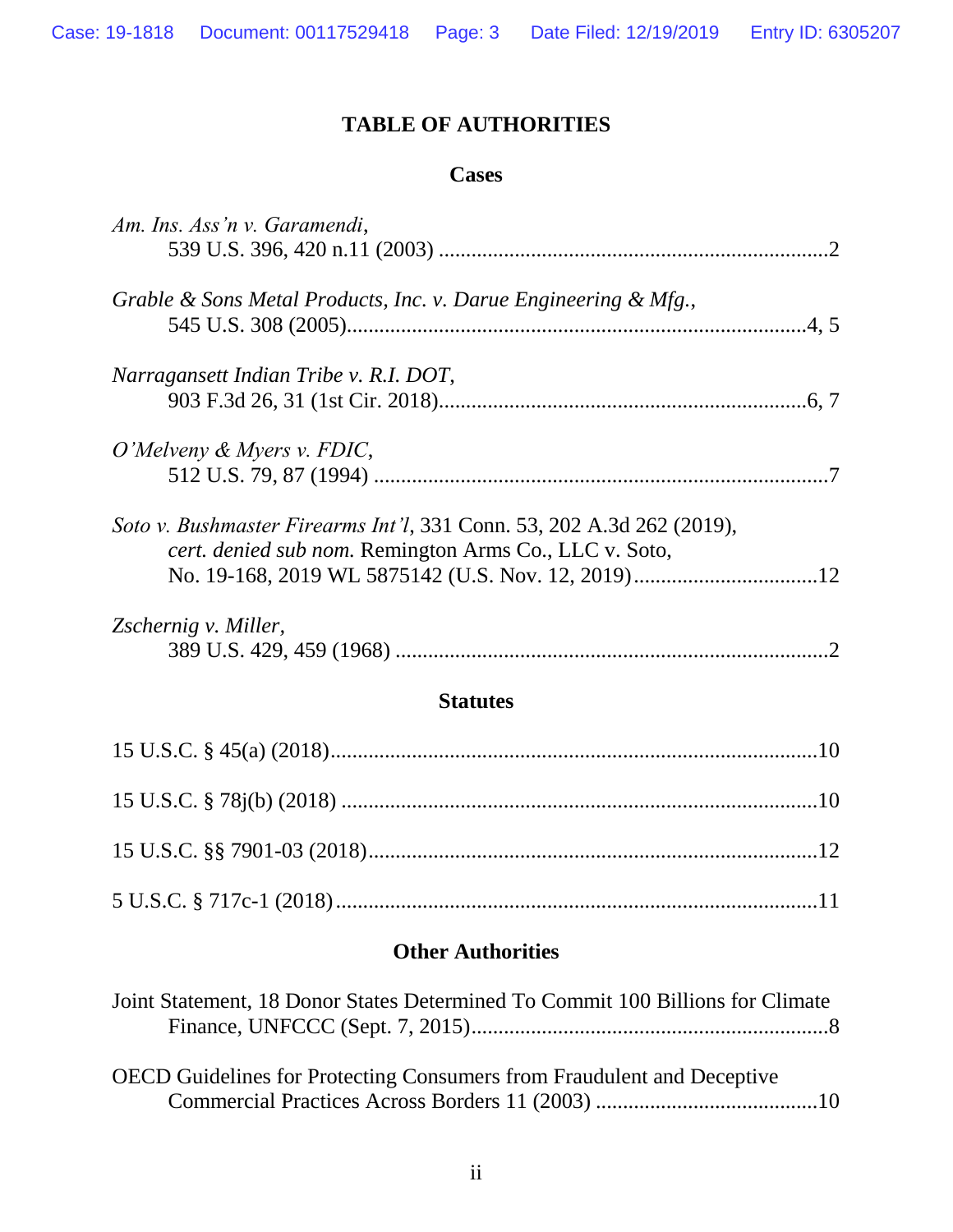# TABLE OF AUTHORITIES

## Cases

*Am. Ins. Ass'n v. Garamendi*,
539 U.S. 396, 420 n.11 (2003) ....................................................................2

*Grable & Sons Metal Products, Inc. v. Darue Engineering & Mfg.*,
545 U.S. 308 (2005)....................................................................................4, 5

*Narragansett Indian Tribe v. R.I. DOT*,
903 F.3d 26, 31 (1st Cir. 2018)...................................................................6, 7

*O'Melveny & Myers v. FDIC*,
512 U.S. 79, 87 (1994) ..................................................................................7

*Soto v. Bushmaster Firearms Int'l*, 331 Conn. 53, 202 A.3d 262 (2019),
*cert. denied sub nom.* Remington Arms Co., LLC v. Soto,
No. 19-168, 2019 WL 5875142 (U.S. Nov. 12, 2019) .................................12

*Zschernig v. Miller*,
389 U.S. 429, 459 (1968) ..............................................................................2

## Statutes

15 U.S.C. § 45(a) (2018)...................................................................................10

15 U.S.C. § 78j(b) (2018) .................................................................................10

15 U.S.C. §§ 7901-03 (2018)............................................................................12

5 U.S.C. § 717c-1 (2018)..................................................................................11

## Other Authorities

Joint Statement, 18 Donor States Determined To Commit 100 Billions for Climate
Finance, UNFCCC (Sept. 7, 2015).................................................................8

OECD Guidelines for Protecting Consumers from Fraudulent and Deceptive
Commercial Practices Across Borders 11 (2003) .........................................10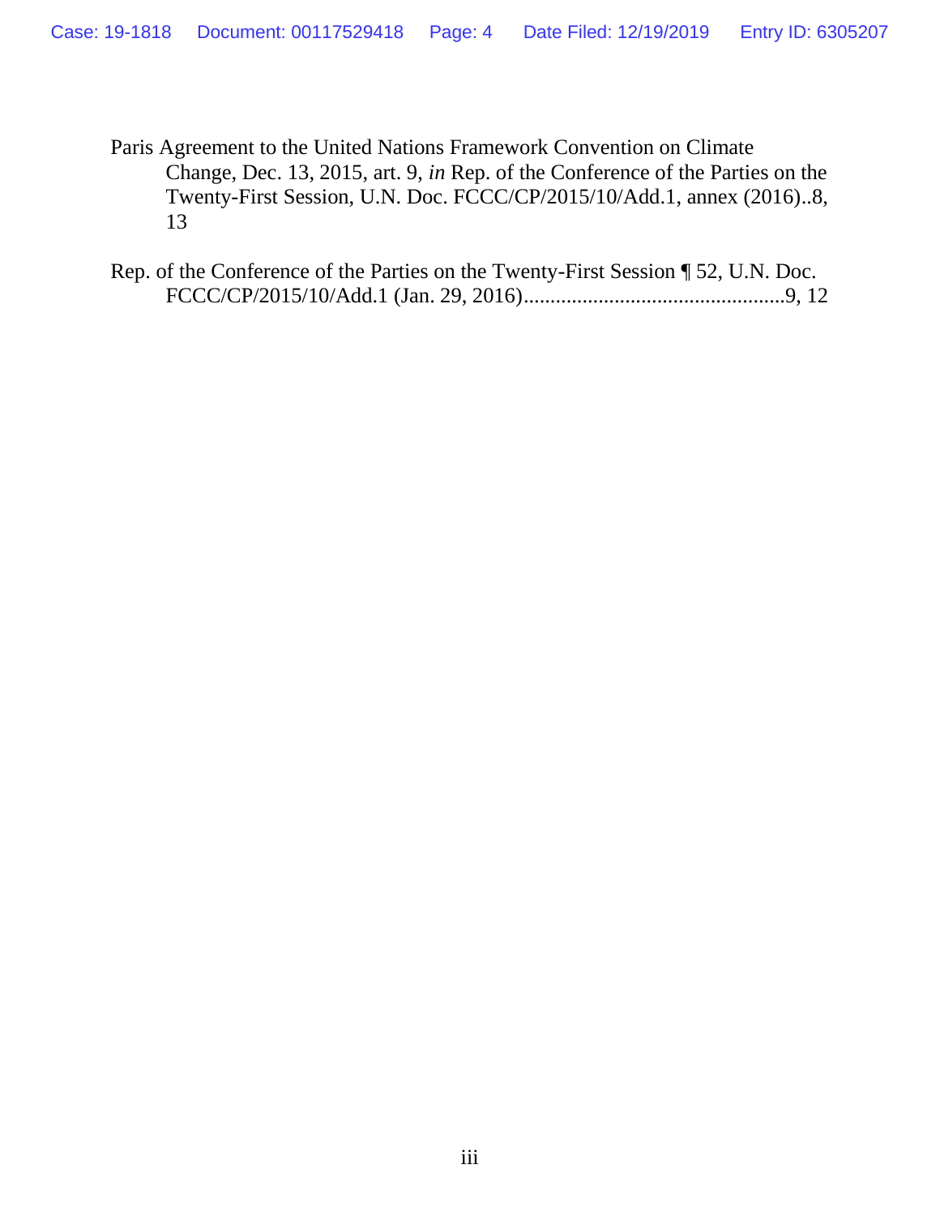Paris Agreement to the United Nations Framework Convention on Climate Change, Dec. 13, 2015, art. 9, *in* Rep. of the Conference of the Parties on the Twenty-First Session, U.N. Doc. FCCC/CP/2015/10/Add.1, annex (2016)..8, 13

Rep. of the Conference of the Parties on the Twenty-First Session ¶ 52, U.N. Doc. FCCC/CP/2015/10/Add.1 (Jan. 29, 2016).................................................9, 12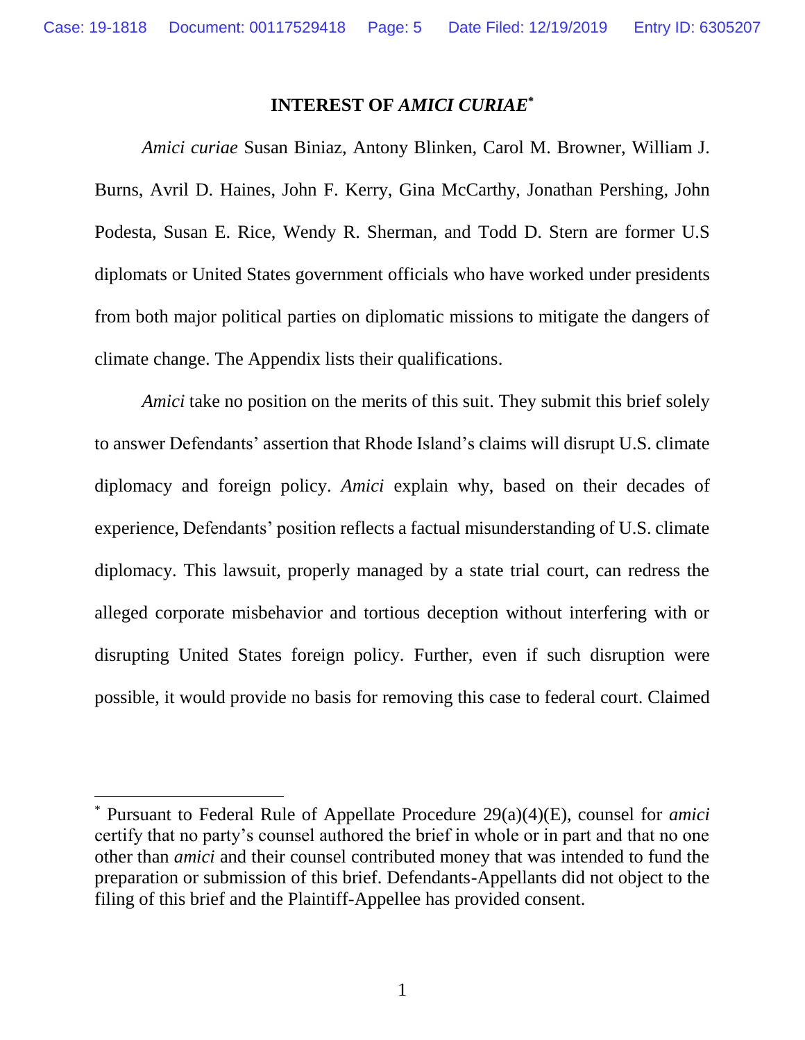## INTEREST OF *AMICI CURIAE*[*]

*Amici curiae* Susan Biniaz, Antony Blinken, Carol M. Browner, William J. Burns, Avril D. Haines, John F. Kerry, Gina McCarthy, Jonathan Pershing, John Podesta, Susan E. Rice, Wendy R. Sherman, and Todd D. Stern are former U.S diplomats or United States government officials who have worked under presidents from both major political parties on diplomatic missions to mitigate the dangers of climate change. The Appendix lists their qualifications.

*Amici* take no position on the merits of this suit. They submit this brief solely to answer Defendants' assertion that Rhode Island's claims will disrupt U.S. climate diplomacy and foreign policy. *Amici* explain why, based on their decades of experience, Defendants' position reflects a factual misunderstanding of U.S. climate diplomacy. This lawsuit, properly managed by a state trial court, can redress the alleged corporate misbehavior and tortious deception without interfering with or disrupting United States foreign policy. Further, even if such disruption were possible, it would provide no basis for removing this case to federal court. Claimed

---

[*] Pursuant to Federal Rule of Appellate Procedure 29(a)(4)(E), counsel for *amici* certify that no party's counsel authored the brief in whole or in part and that no one other than *amici* and their counsel contributed money that was intended to fund the preparation or submission of this brief. Defendants-Appellants did not object to the filing of this brief and the Plaintiff-Appellee has provided consent.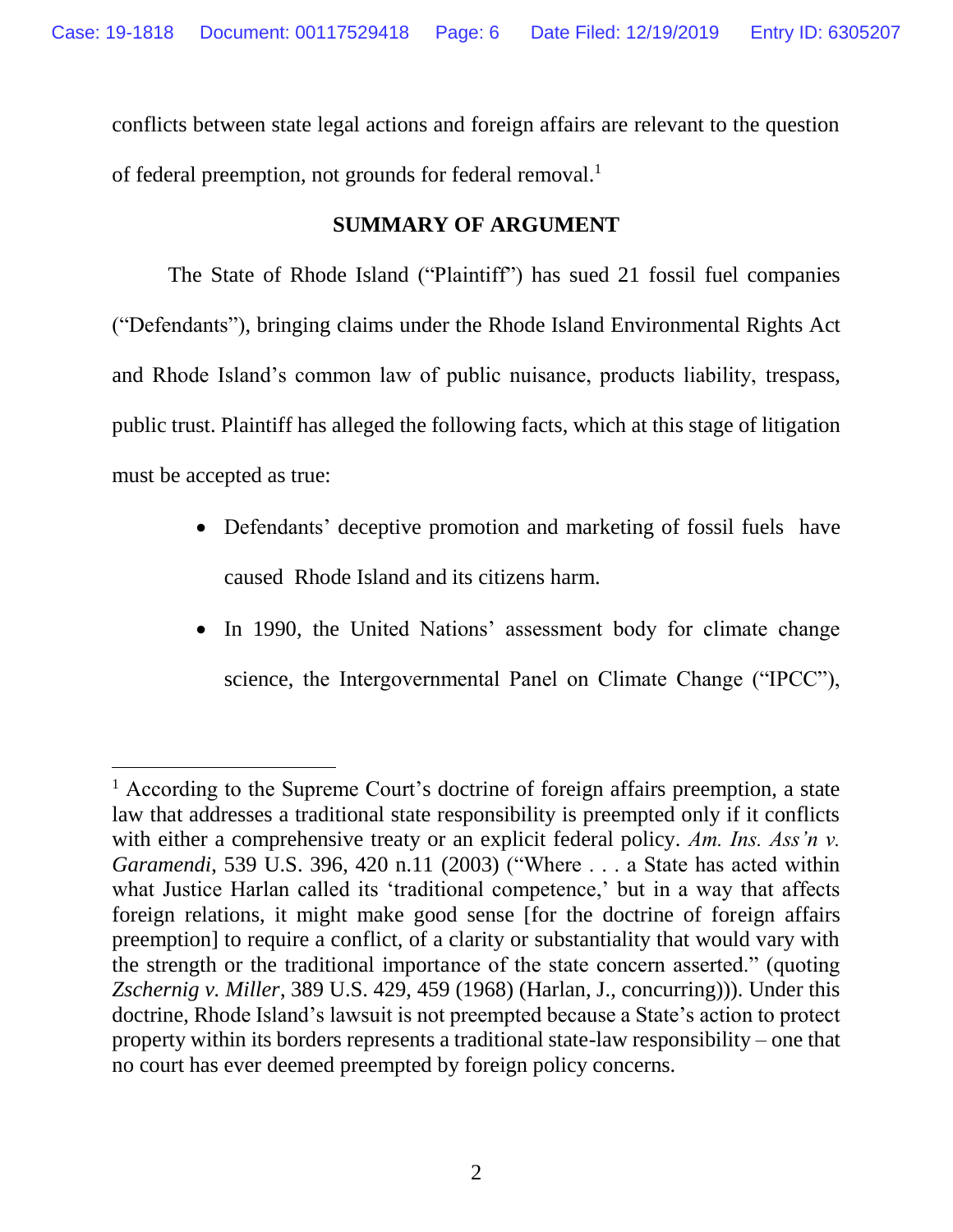conflicts between state legal actions and foreign affairs are relevant to the question of federal preemption, not grounds for federal removal.[1]

## SUMMARY OF ARGUMENT

The State of Rhode Island ("Plaintiff") has sued 21 fossil fuel companies ("Defendants"), bringing claims under the Rhode Island Environmental Rights Act and Rhode Island's common law of public nuisance, products liability, trespass, public trust. Plaintiff has alleged the following facts, which at this stage of litigation must be accepted as true:

- Defendants' deceptive promotion and marketing of fossil fuels have caused Rhode Island and its citizens harm.
- In 1990, the United Nations' assessment body for climate change science, the Intergovernmental Panel on Climate Change ("IPCC"),

---

[1] According to the Supreme Court's doctrine of foreign affairs preemption, a state law that addresses a traditional state responsibility is preempted only if it conflicts with either a comprehensive treaty or an explicit federal policy. *Am. Ins. Ass'n v. Garamendi*, 539 U.S. 396, 420 n.11 (2003) ("Where . . . a State has acted within what Justice Harlan called its 'traditional competence,' but in a way that affects foreign relations, it might make good sense [for the doctrine of foreign affairs preemption] to require a conflict, of a clarity or substantiality that would vary with the strength or the traditional importance of the state concern asserted." (quoting *Zschernig v. Miller*, 389 U.S. 429, 459 (1968) (Harlan, J., concurring))). Under this doctrine, Rhode Island's lawsuit is not preempted because a State's action to protect property within its borders represents a traditional state-law responsibility – one that no court has ever deemed preempted by foreign policy concerns.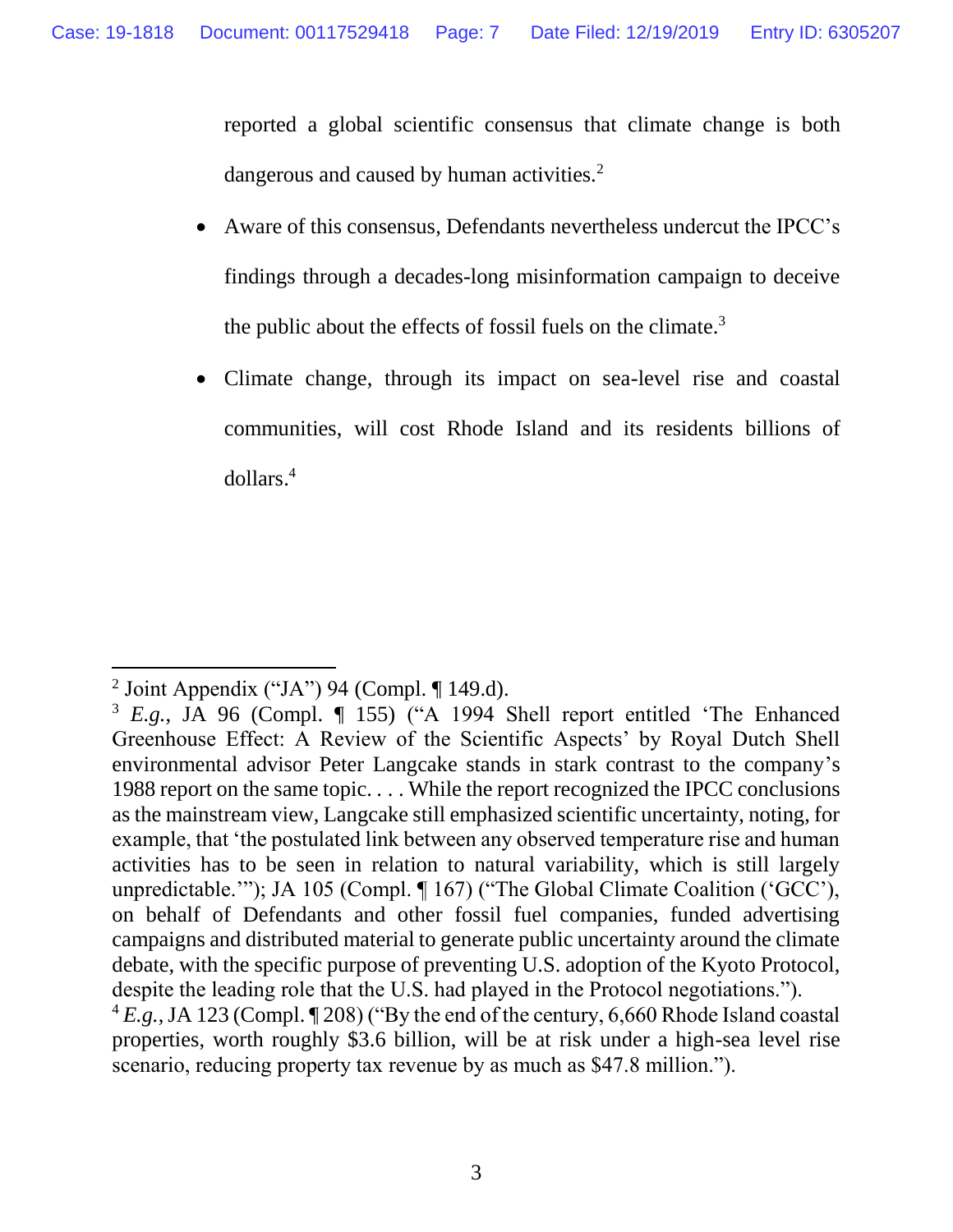reported a global scientific consensus that climate change is both dangerous and caused by human activities.[2]

- Aware of this consensus, Defendants nevertheless undercut the IPCC's findings through a decades-long misinformation campaign to deceive the public about the effects of fossil fuels on the climate.[3]
- Climate change, through its impact on sea-level rise and coastal communities, will cost Rhode Island and its residents billions of dollars.[4]

---

[2] Joint Appendix ("JA") 94 (Compl. ¶ 149.d).

[3] *E.g.*, JA 96 (Compl. ¶ 155) ("A 1994 Shell report entitled 'The Enhanced Greenhouse Effect: A Review of the Scientific Aspects' by Royal Dutch Shell environmental advisor Peter Langcake stands in stark contrast to the company's 1988 report on the same topic. . . . While the report recognized the IPCC conclusions as the mainstream view, Langcake still emphasized scientific uncertainty, noting, for example, that 'the postulated link between any observed temperature rise and human activities has to be seen in relation to natural variability, which is still largely unpredictable.'"); JA 105 (Compl. ¶ 167) ("The Global Climate Coalition ('GCC'), on behalf of Defendants and other fossil fuel companies, funded advertising campaigns and distributed material to generate public uncertainty around the climate debate, with the specific purpose of preventing U.S. adoption of the Kyoto Protocol, despite the leading role that the U.S. had played in the Protocol negotiations.").

[4] *E.g.*, JA 123 (Compl. ¶ 208) ("By the end of the century, 6,660 Rhode Island coastal properties, worth roughly $3.6 billion, will be at risk under a high-sea level rise scenario, reducing property tax revenue by as much as $47.8 million.").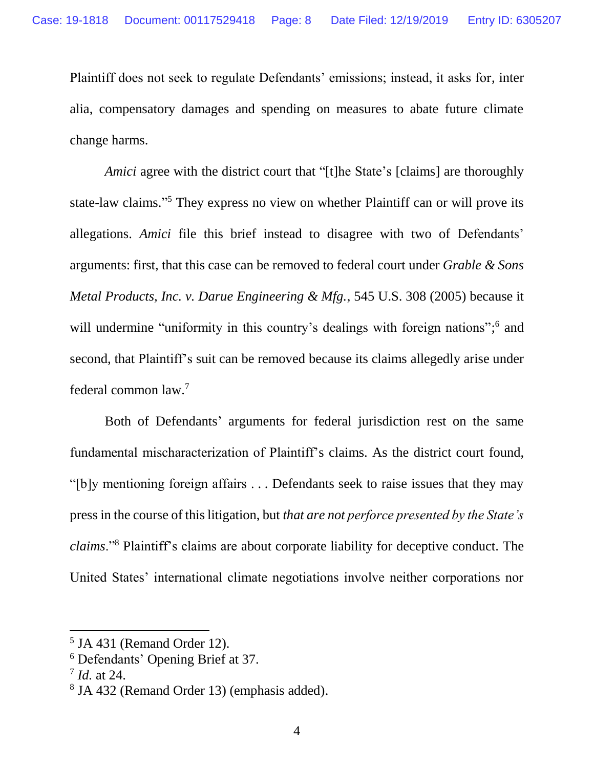Plaintiff does not seek to regulate Defendants' emissions; instead, it asks for, inter alia, compensatory damages and spending on measures to abate future climate change harms.

*Amici* agree with the district court that "[t]he State's [claims] are thoroughly state-law claims."[5] They express no view on whether Plaintiff can or will prove its allegations. *Amici* file this brief instead to disagree with two of Defendants' arguments: first, that this case can be removed to federal court under *Grable & Sons Metal Products, Inc. v. Darue Engineering & Mfg.*, 545 U.S. 308 (2005) because it will undermine "uniformity in this country's dealings with foreign nations";[6] and second, that Plaintiff's suit can be removed because its claims allegedly arise under federal common law.[7]

Both of Defendants' arguments for federal jurisdiction rest on the same fundamental mischaracterization of Plaintiff's claims. As the district court found, "[b]y mentioning foreign affairs . . . Defendants seek to raise issues that they may press in the course of this litigation, but *that are not perforce presented by the State's claims*."[8] Plaintiff's claims are about corporate liability for deceptive conduct. The United States' international climate negotiations involve neither corporations nor

---

[5] JA 431 (Remand Order 12).

[6] Defendants' Opening Brief at 37.

[7] *Id.* at 24.

[8] JA 432 (Remand Order 13) (emphasis added).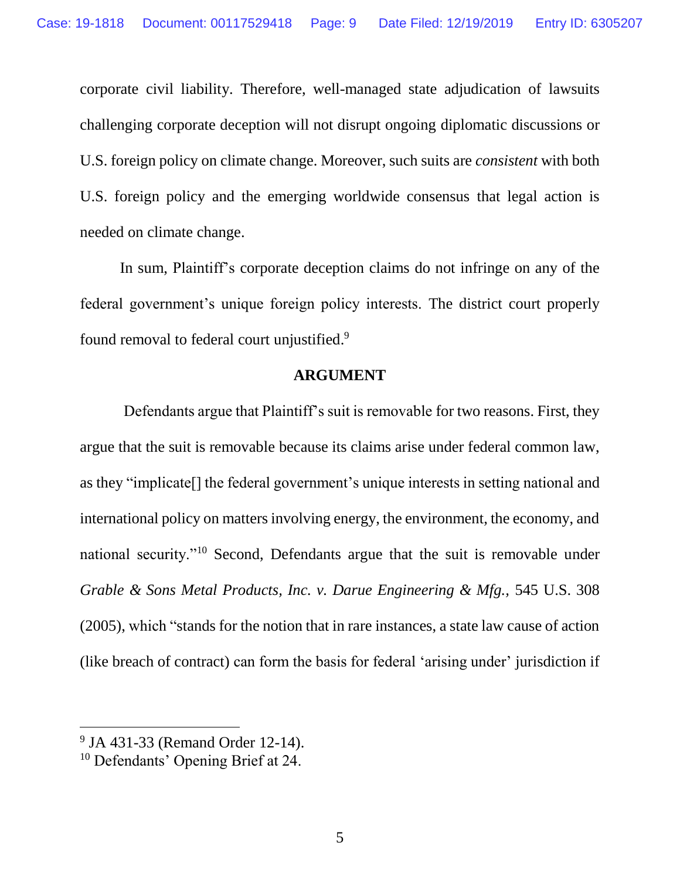corporate civil liability. Therefore, well-managed state adjudication of lawsuits challenging corporate deception will not disrupt ongoing diplomatic discussions or U.S. foreign policy on climate change. Moreover, such suits are *consistent* with both U.S. foreign policy and the emerging worldwide consensus that legal action is needed on climate change.

In sum, Plaintiff's corporate deception claims do not infringe on any of the federal government's unique foreign policy interests. The district court properly found removal to federal court unjustified.[9]

## ARGUMENT

Defendants argue that Plaintiff's suit is removable for two reasons. First, they argue that the suit is removable because its claims arise under federal common law, as they "implicate[] the federal government's unique interests in setting national and international policy on matters involving energy, the environment, the economy, and national security."[10] Second, Defendants argue that the suit is removable under *Grable & Sons Metal Products, Inc. v. Darue Engineering & Mfg.,* 545 U.S. 308 (2005), which "stands for the notion that in rare instances, a state law cause of action (like breach of contract) can form the basis for federal 'arising under' jurisdiction if

---

[9] JA 431-33 (Remand Order 12-14).

[10] Defendants' Opening Brief at 24.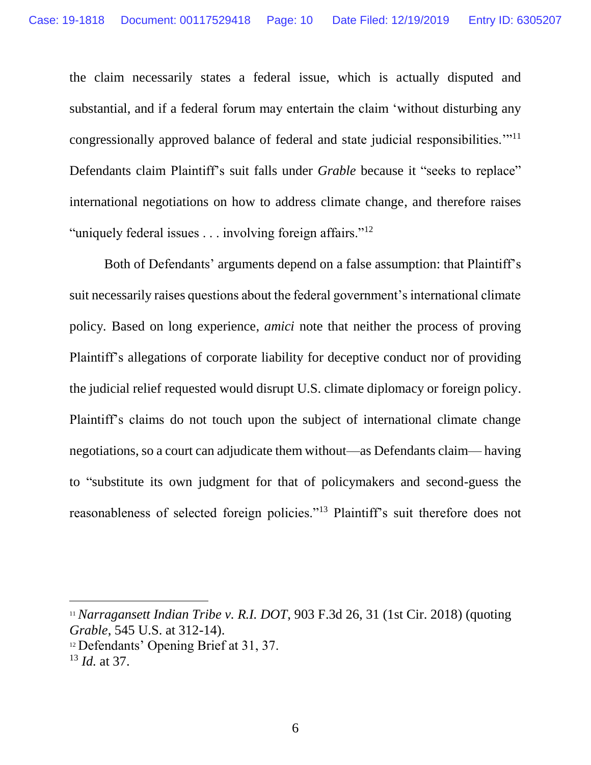the claim necessarily states a federal issue, which is actually disputed and substantial, and if a federal forum may entertain the claim 'without disturbing any congressionally approved balance of federal and state judicial responsibilities.'"[11] Defendants claim Plaintiff's suit falls under *Grable* because it "seeks to replace" international negotiations on how to address climate change, and therefore raises "uniquely federal issues . . . involving foreign affairs."[12]

Both of Defendants' arguments depend on a false assumption: that Plaintiff's suit necessarily raises questions about the federal government's international climate policy. Based on long experience, *amici* note that neither the process of proving Plaintiff's allegations of corporate liability for deceptive conduct nor of providing the judicial relief requested would disrupt U.S. climate diplomacy or foreign policy. Plaintiff's claims do not touch upon the subject of international climate change negotiations, so a court can adjudicate them without—as Defendants claim— having to "substitute its own judgment for that of policymakers and second-guess the reasonableness of selected foreign policies."[13] Plaintiff's suit therefore does not

---

[11] *Narragansett Indian Tribe v. R.I. DOT*, 903 F.3d 26, 31 (1st Cir. 2018) (quoting *Grable*, 545 U.S. at 312-14).

[12] Defendants' Opening Brief at 31, 37.

[13] *Id.* at 37.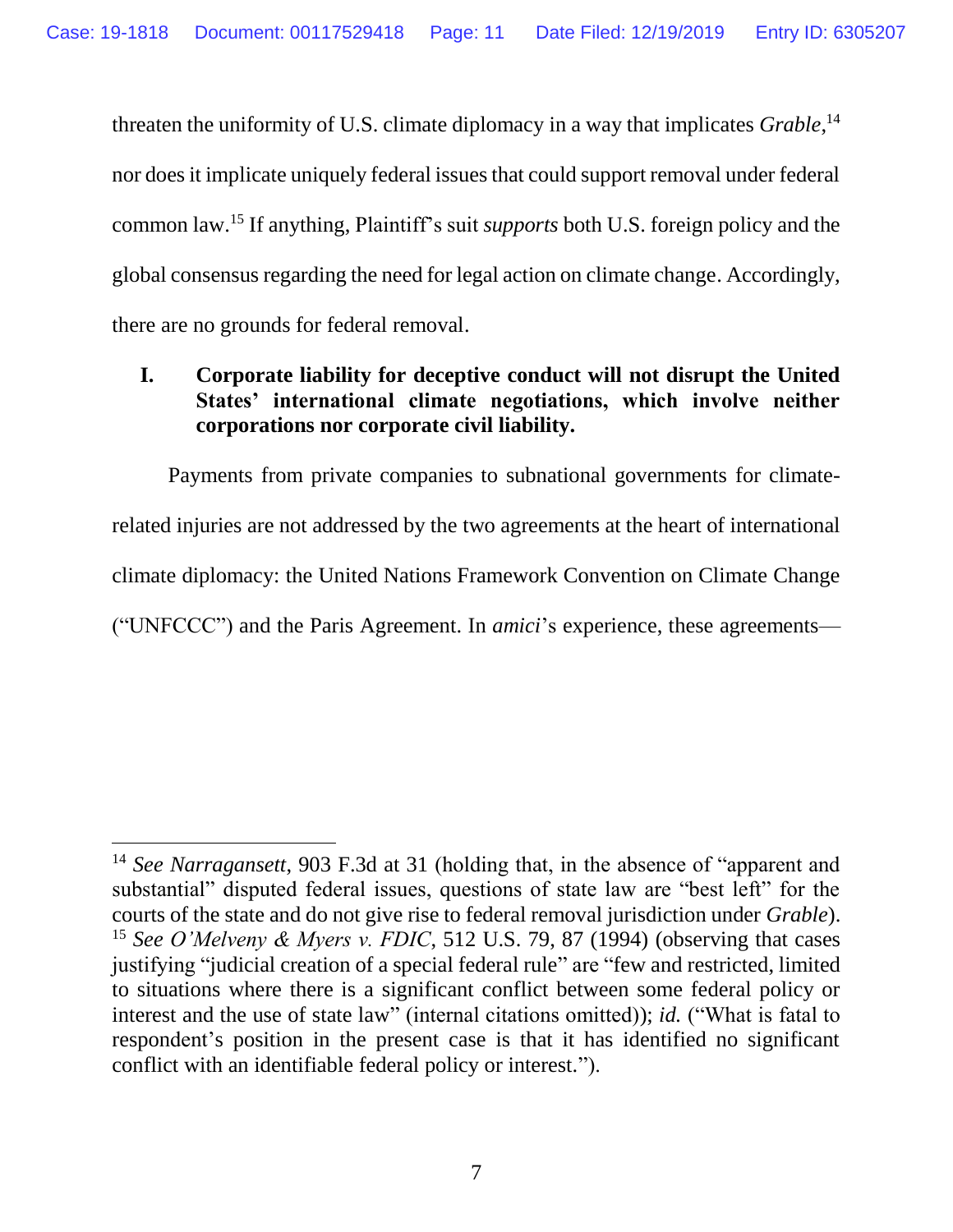threaten the uniformity of U.S. climate diplomacy in a way that implicates *Grable*,[14] nor does it implicate uniquely federal issues that could support removal under federal common law.[15] If anything, Plaintiff's suit *supports* both U.S. foreign policy and the global consensus regarding the need for legal action on climate change. Accordingly, there are no grounds for federal removal.

## I. Corporate liability for deceptive conduct will not disrupt the United States' international climate negotiations, which involve neither corporations nor corporate civil liability.

Payments from private companies to subnational governments for climate-related injuries are not addressed by the two agreements at the heart of international climate diplomacy: the United Nations Framework Convention on Climate Change ("UNFCCC") and the Paris Agreement. In *amici*'s experience, these agreements—

---

[14] *See Narragansett*, 903 F.3d at 31 (holding that, in the absence of "apparent and substantial" disputed federal issues, questions of state law are "best left" for the courts of the state and do not give rise to federal removal jurisdiction under *Grable*).

[15] *See O'Melveny & Myers v. FDIC*, 512 U.S. 79, 87 (1994) (observing that cases justifying "judicial creation of a special federal rule" are "few and restricted, limited to situations where there is a significant conflict between some federal policy or interest and the use of state law" (internal citations omitted)); *id.* ("What is fatal to respondent's position in the present case is that it has identified no significant conflict with an identifiable federal policy or interest.").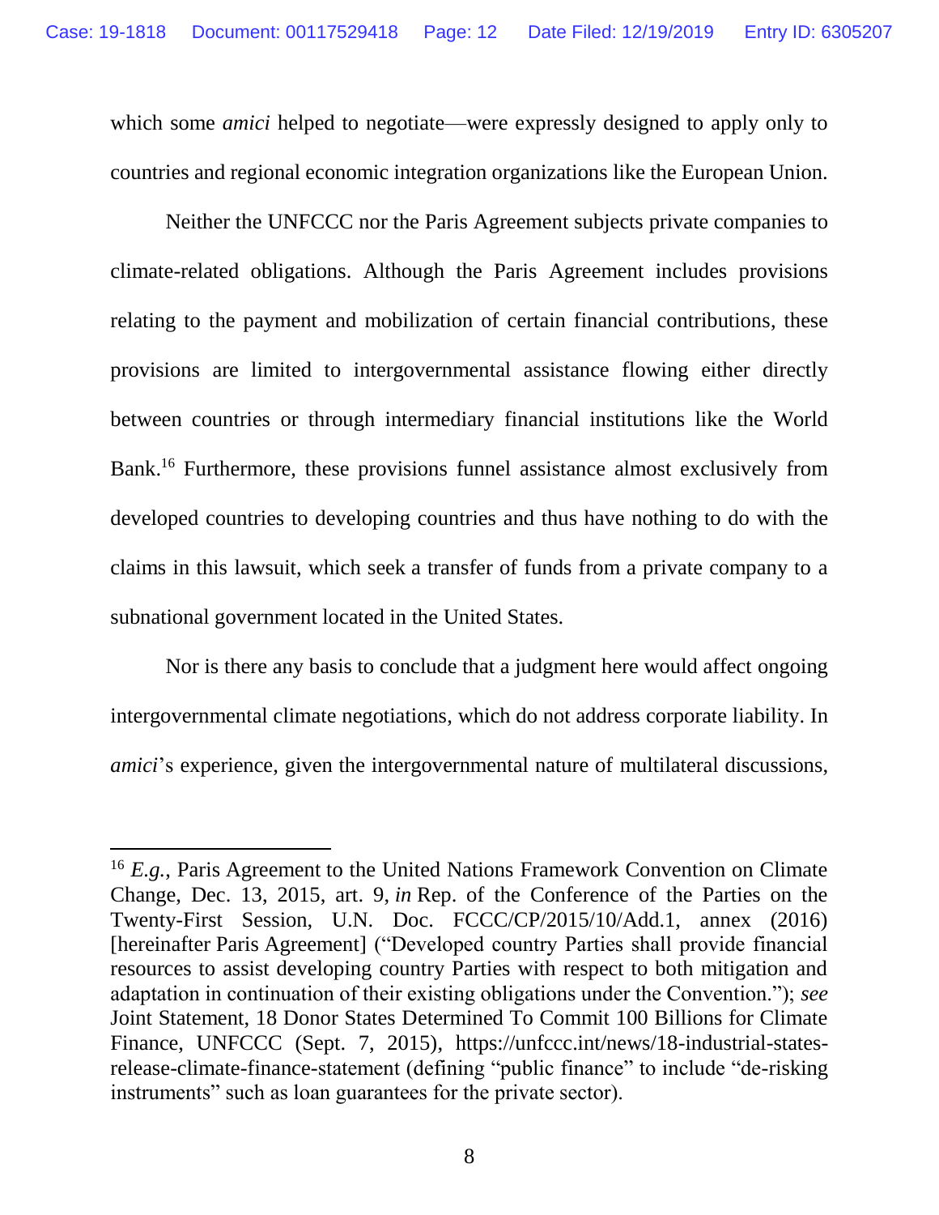which some *amici* helped to negotiate—were expressly designed to apply only to countries and regional economic integration organizations like the European Union.

Neither the UNFCCC nor the Paris Agreement subjects private companies to climate-related obligations. Although the Paris Agreement includes provisions relating to the payment and mobilization of certain financial contributions, these provisions are limited to intergovernmental assistance flowing either directly between countries or through intermediary financial institutions like the World Bank.[16] Furthermore, these provisions funnel assistance almost exclusively from developed countries to developing countries and thus have nothing to do with the claims in this lawsuit, which seek a transfer of funds from a private company to a subnational government located in the United States.

Nor is there any basis to conclude that a judgment here would affect ongoing intergovernmental climate negotiations, which do not address corporate liability. In *amici*'s experience, given the intergovernmental nature of multilateral discussions,

---

[16] *E.g.*, Paris Agreement to the United Nations Framework Convention on Climate Change, Dec. 13, 2015, art. 9, *in* Rep. of the Conference of the Parties on the Twenty-First Session, U.N. Doc. FCCC/CP/2015/10/Add.1, annex (2016) [hereinafter Paris Agreement] ("Developed country Parties shall provide financial resources to assist developing country Parties with respect to both mitigation and adaptation in continuation of their existing obligations under the Convention."); *see* Joint Statement, 18 Donor States Determined To Commit 100 Billions for Climate Finance, UNFCCC (Sept. 7, 2015), https://unfccc.int/news/18-industrial-states-release-climate-finance-statement (defining "public finance" to include "de-risking instruments" such as loan guarantees for the private sector).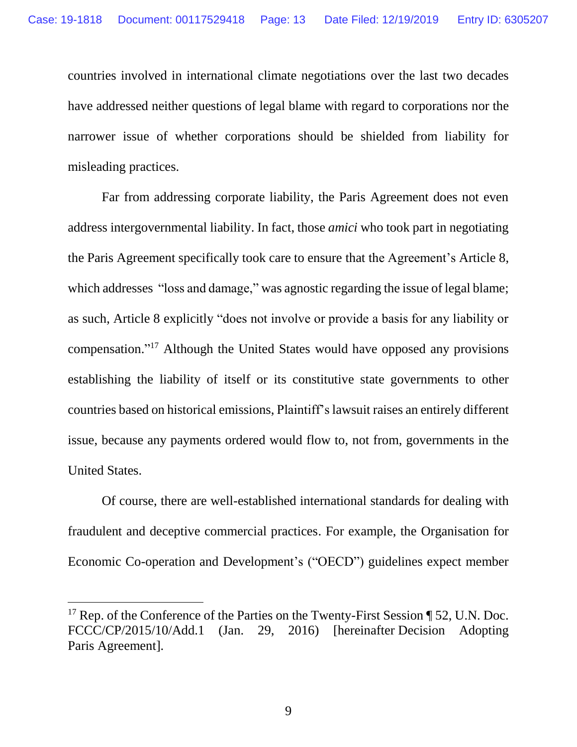countries involved in international climate negotiations over the last two decades have addressed neither questions of legal blame with regard to corporations nor the narrower issue of whether corporations should be shielded from liability for misleading practices.

Far from addressing corporate liability, the Paris Agreement does not even address intergovernmental liability. In fact, those *amici* who took part in negotiating the Paris Agreement specifically took care to ensure that the Agreement's Article 8, which addresses "loss and damage," was agnostic regarding the issue of legal blame; as such, Article 8 explicitly "does not involve or provide a basis for any liability or compensation."[17] Although the United States would have opposed any provisions establishing the liability of itself or its constitutive state governments to other countries based on historical emissions, Plaintiff's lawsuit raises an entirely different issue, because any payments ordered would flow to, not from, governments in the United States.

Of course, there are well-established international standards for dealing with fraudulent and deceptive commercial practices. For example, the Organisation for Economic Co-operation and Development's ("OECD") guidelines expect member

---

[17] Rep. of the Conference of the Parties on the Twenty-First Session ¶ 52, U.N. Doc. FCCC/CP/2015/10/Add.1 (Jan. 29, 2016) [hereinafter Decision Adopting Paris Agreement].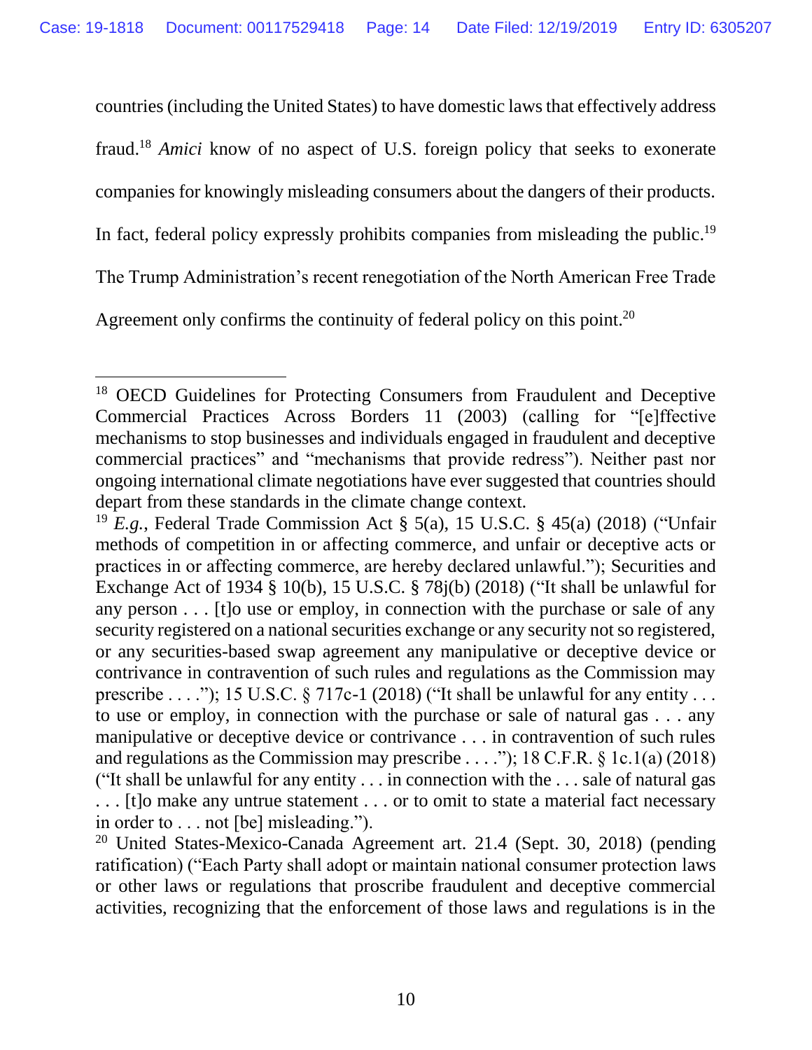countries (including the United States) to have domestic laws that effectively address fraud.[18] *Amici* know of no aspect of U.S. foreign policy that seeks to exonerate companies for knowingly misleading consumers about the dangers of their products. In fact, federal policy expressly prohibits companies from misleading the public.[19] The Trump Administration's recent renegotiation of the North American Free Trade Agreement only confirms the continuity of federal policy on this point.[20]

---

[18] OECD Guidelines for Protecting Consumers from Fraudulent and Deceptive Commercial Practices Across Borders 11 (2003) (calling for "[e]ffective mechanisms to stop businesses and individuals engaged in fraudulent and deceptive commercial practices" and "mechanisms that provide redress"). Neither past nor ongoing international climate negotiations have ever suggested that countries should depart from these standards in the climate change context.

[19] *E.g.*, Federal Trade Commission Act § 5(a), 15 U.S.C. § 45(a) (2018) ("Unfair methods of competition in or affecting commerce, and unfair or deceptive acts or practices in or affecting commerce, are hereby declared unlawful."); Securities and Exchange Act of 1934 § 10(b), 15 U.S.C. § 78j(b) (2018) ("It shall be unlawful for any person . . . [t]o use or employ, in connection with the purchase or sale of any security registered on a national securities exchange or any security not so registered, or any securities-based swap agreement any manipulative or deceptive device or contrivance in contravention of such rules and regulations as the Commission may prescribe . . . ."); 15 U.S.C. § 717c-1 (2018) ("It shall be unlawful for any entity . . . to use or employ, in connection with the purchase or sale of natural gas . . . any manipulative or deceptive device or contrivance . . . in contravention of such rules and regulations as the Commission may prescribe . . . ."); 18 C.F.R. § 1c.1(a) (2018) ("It shall be unlawful for any entity . . . in connection with the . . . sale of natural gas . . . [t]o make any untrue statement . . . or to omit to state a material fact necessary in order to . . . not [be] misleading.").

[20] United States-Mexico-Canada Agreement art. 21.4 (Sept. 30, 2018) (pending ratification) ("Each Party shall adopt or maintain national consumer protection laws or other laws or regulations that proscribe fraudulent and deceptive commercial activities, recognizing that the enforcement of those laws and regulations is in the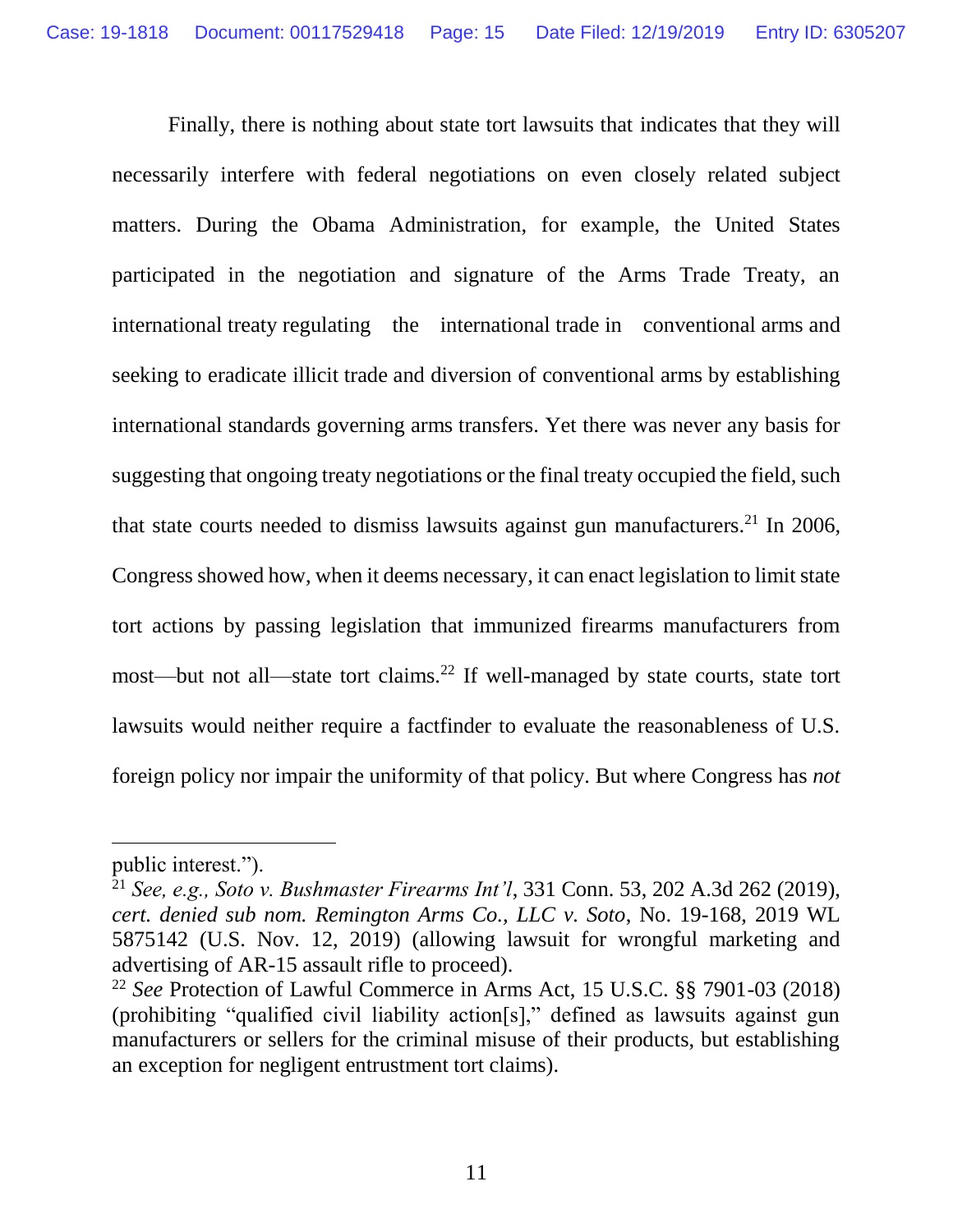Finally, there is nothing about state tort lawsuits that indicates that they will necessarily interfere with federal negotiations on even closely related subject matters. During the Obama Administration, for example, the United States participated in the negotiation and signature of the Arms Trade Treaty, an international treaty regulating the international trade in conventional arms and seeking to eradicate illicit trade and diversion of conventional arms by establishing international standards governing arms transfers. Yet there was never any basis for suggesting that ongoing treaty negotiations or the final treaty occupied the field, such that state courts needed to dismiss lawsuits against gun manufacturers.[21] In 2006, Congress showed how, when it deems necessary, it can enact legislation to limit state tort actions by passing legislation that immunized firearms manufacturers from most—but not all—state tort claims.[22] If well-managed by state courts, state tort lawsuits would neither require a factfinder to evaluate the reasonableness of U.S. foreign policy nor impair the uniformity of that policy. But where Congress has *not*

---

public interest.").

[21] *See, e.g., Soto v. Bushmaster Firearms Int'l*, 331 Conn. 53, 202 A.3d 262 (2019), *cert. denied sub nom. Remington Arms Co., LLC v. Soto*, No. 19-168, 2019 WL 5875142 (U.S. Nov. 12, 2019) (allowing lawsuit for wrongful marketing and advertising of AR-15 assault rifle to proceed).

[22] *See* Protection of Lawful Commerce in Arms Act, 15 U.S.C. §§ 7901-03 (2018) (prohibiting "qualified civil liability action[s]," defined as lawsuits against gun manufacturers or sellers for the criminal misuse of their products, but establishing an exception for negligent entrustment tort claims).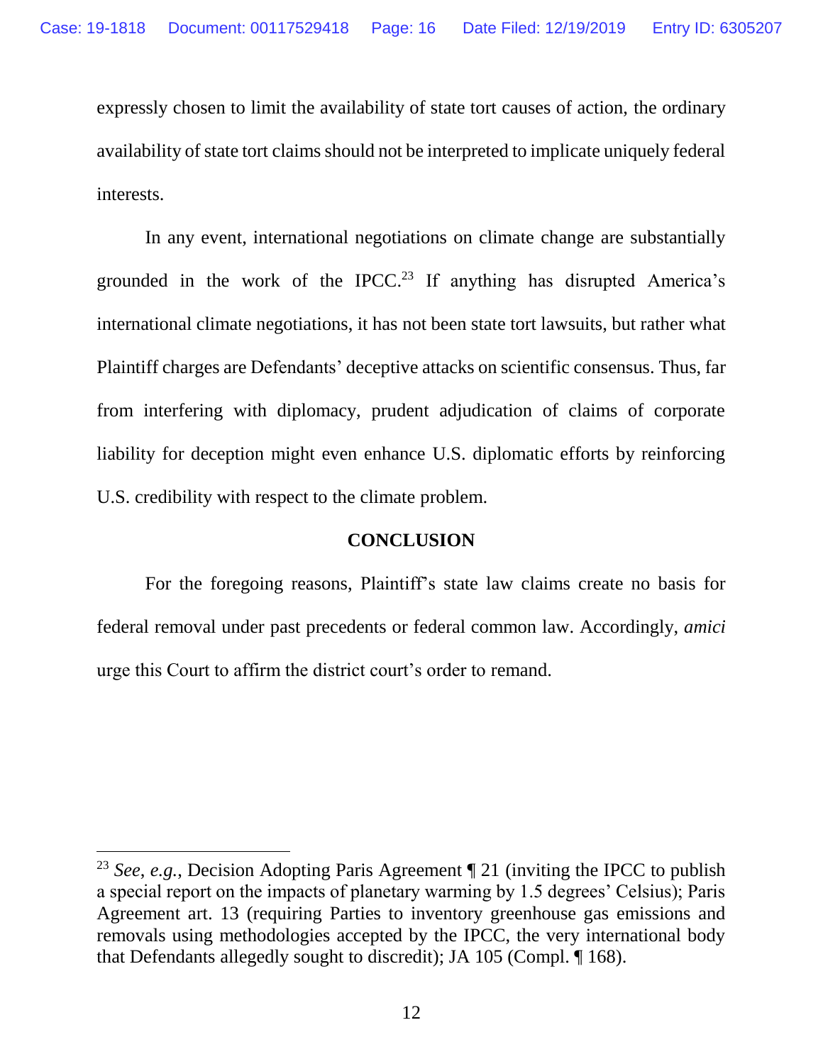expressly chosen to limit the availability of state tort causes of action, the ordinary availability of state tort claims should not be interpreted to implicate uniquely federal interests.

In any event, international negotiations on climate change are substantially grounded in the work of the IPCC.[23] If anything has disrupted America's international climate negotiations, it has not been state tort lawsuits, but rather what Plaintiff charges are Defendants' deceptive attacks on scientific consensus. Thus, far from interfering with diplomacy, prudent adjudication of claims of corporate liability for deception might even enhance U.S. diplomatic efforts by reinforcing U.S. credibility with respect to the climate problem.

## CONCLUSION

For the foregoing reasons, Plaintiff's state law claims create no basis for federal removal under past precedents or federal common law. Accordingly, *amici* urge this Court to affirm the district court's order to remand.

---

[23] *See*, *e.g.*, Decision Adopting Paris Agreement ¶ 21 (inviting the IPCC to publish a special report on the impacts of planetary warming by 1.5 degrees' Celsius); Paris Agreement art. 13 (requiring Parties to inventory greenhouse gas emissions and removals using methodologies accepted by the IPCC, the very international body that Defendants allegedly sought to discredit); JA 105 (Compl. ¶ 168).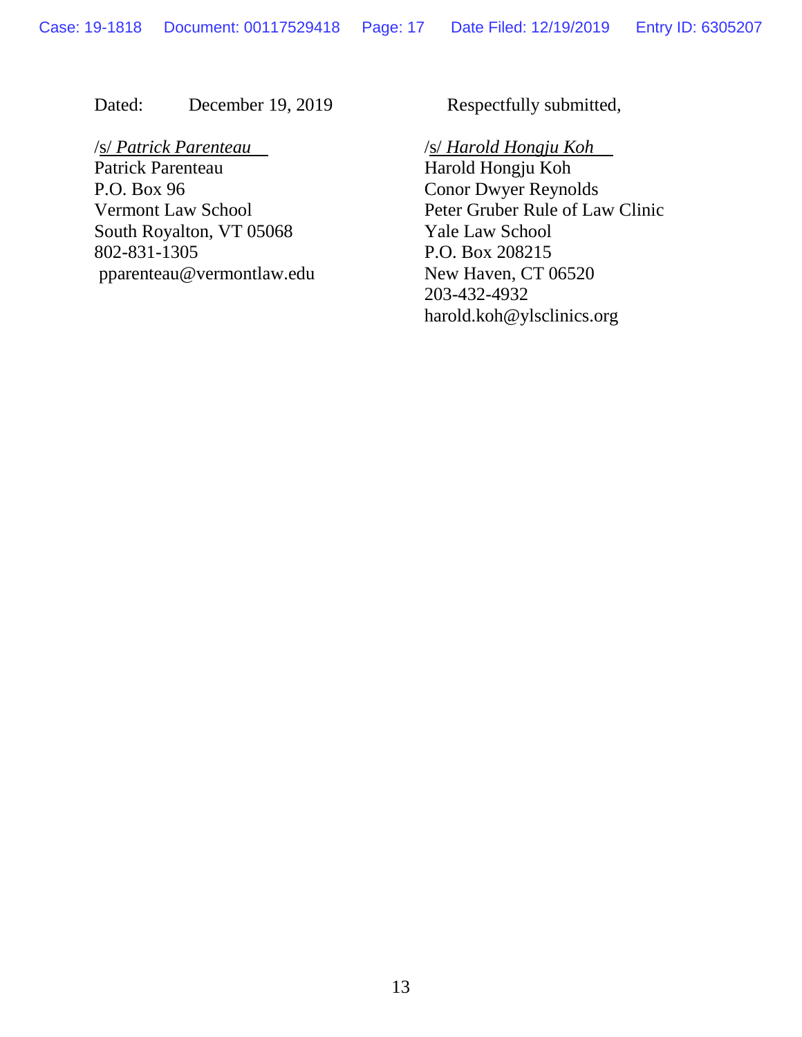Dated: December 19, 2019

Respectfully submitted,

/s/ *Patrick Parenteau*
Patrick Parenteau
P.O. Box 96
Vermont Law School
South Royalton, VT 05068
802-831-1305
pparenteau@vermontlaw.edu

/s/ *Harold Hongju Koh*
Harold Hongju Koh
Conor Dwyer Reynolds
Peter Gruber Rule of Law Clinic
Yale Law School
P.O. Box 208215
New Haven, CT 06520
203-432-4932
harold.koh@ylsclinics.org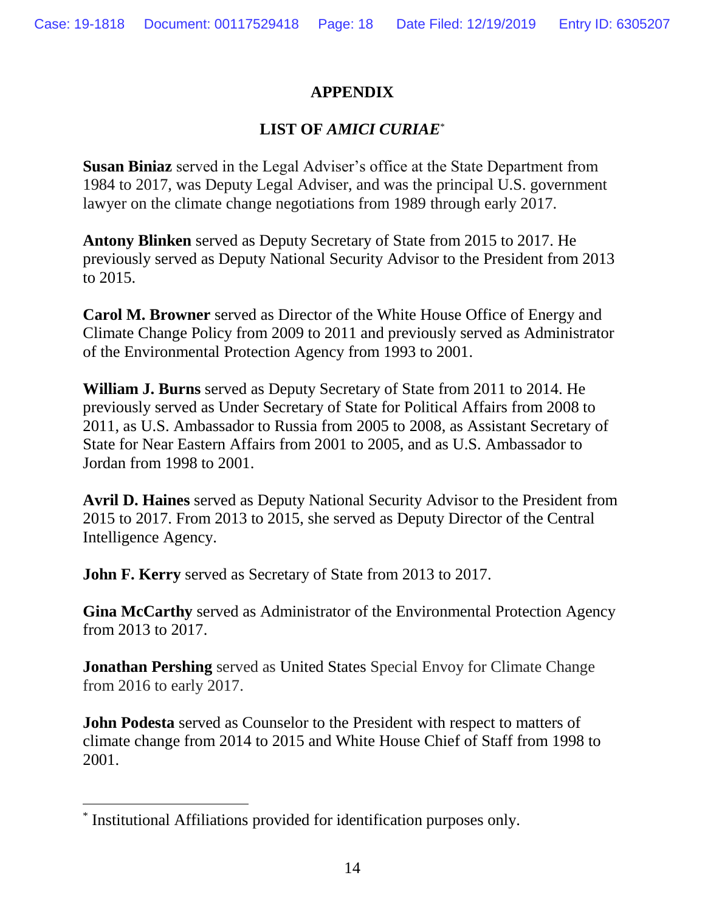## APPENDIX

### LIST OF *AMICI CURIAE*[*]

**Susan Biniaz** served in the Legal Adviser's office at the State Department from 1984 to 2017, was Deputy Legal Adviser, and was the principal U.S. government lawyer on the climate change negotiations from 1989 through early 2017.

**Antony Blinken** served as Deputy Secretary of State from 2015 to 2017. He previously served as Deputy National Security Advisor to the President from 2013 to 2015.

**Carol M. Browner** served as Director of the White House Office of Energy and Climate Change Policy from 2009 to 2011 and previously served as Administrator of the Environmental Protection Agency from 1993 to 2001.

**William J. Burns** served as Deputy Secretary of State from 2011 to 2014. He previously served as Under Secretary of State for Political Affairs from 2008 to 2011, as U.S. Ambassador to Russia from 2005 to 2008, as Assistant Secretary of State for Near Eastern Affairs from 2001 to 2005, and as U.S. Ambassador to Jordan from 1998 to 2001.

**Avril D. Haines** served as Deputy National Security Advisor to the President from 2015 to 2017. From 2013 to 2015, she served as Deputy Director of the Central Intelligence Agency.

**John F. Kerry** served as Secretary of State from 2013 to 2017.

**Gina McCarthy** served as Administrator of the Environmental Protection Agency from 2013 to 2017.

**Jonathan Pershing** served as United States Special Envoy for Climate Change from 2016 to early 2017.

**John Podesta** served as Counselor to the President with respect to matters of climate change from 2014 to 2015 and White House Chief of Staff from 1998 to 2001.

[*] Institutional Affiliations provided for identification purposes only.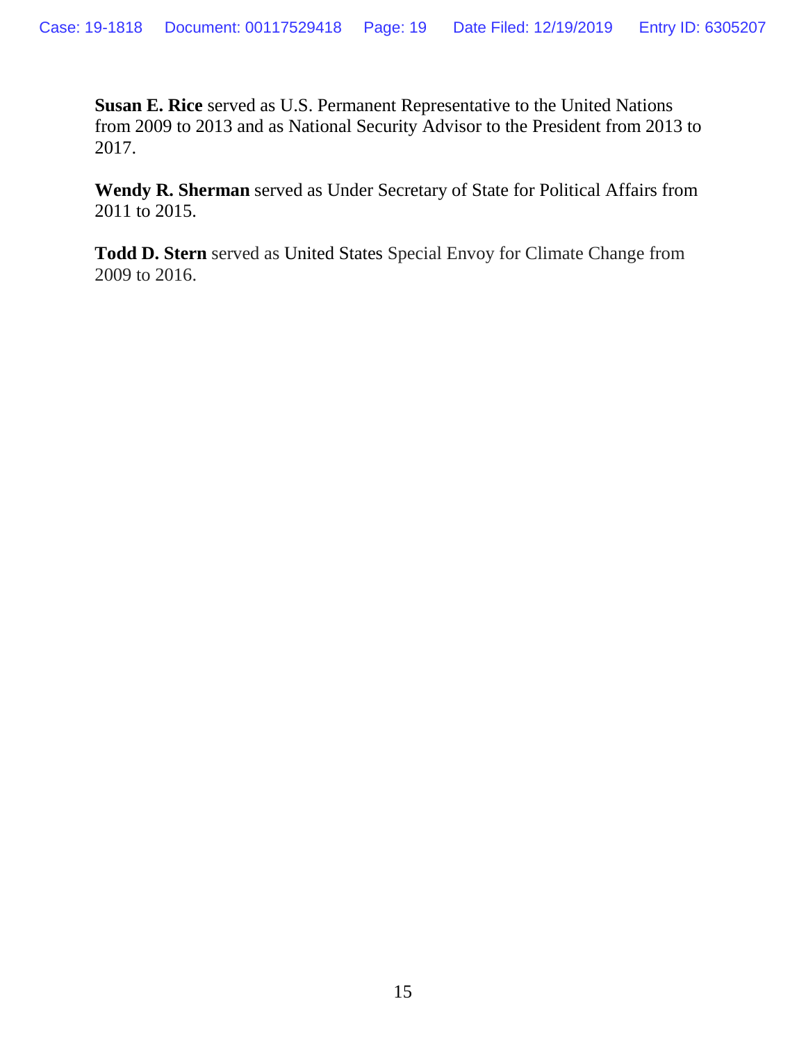**Susan E. Rice** served as U.S. Permanent Representative to the United Nations from 2009 to 2013 and as National Security Advisor to the President from 2013 to 2017.

**Wendy R. Sherman** served as Under Secretary of State for Political Affairs from 2011 to 2015.

**Todd D. Stern** served as United States Special Envoy for Climate Change from 2009 to 2016.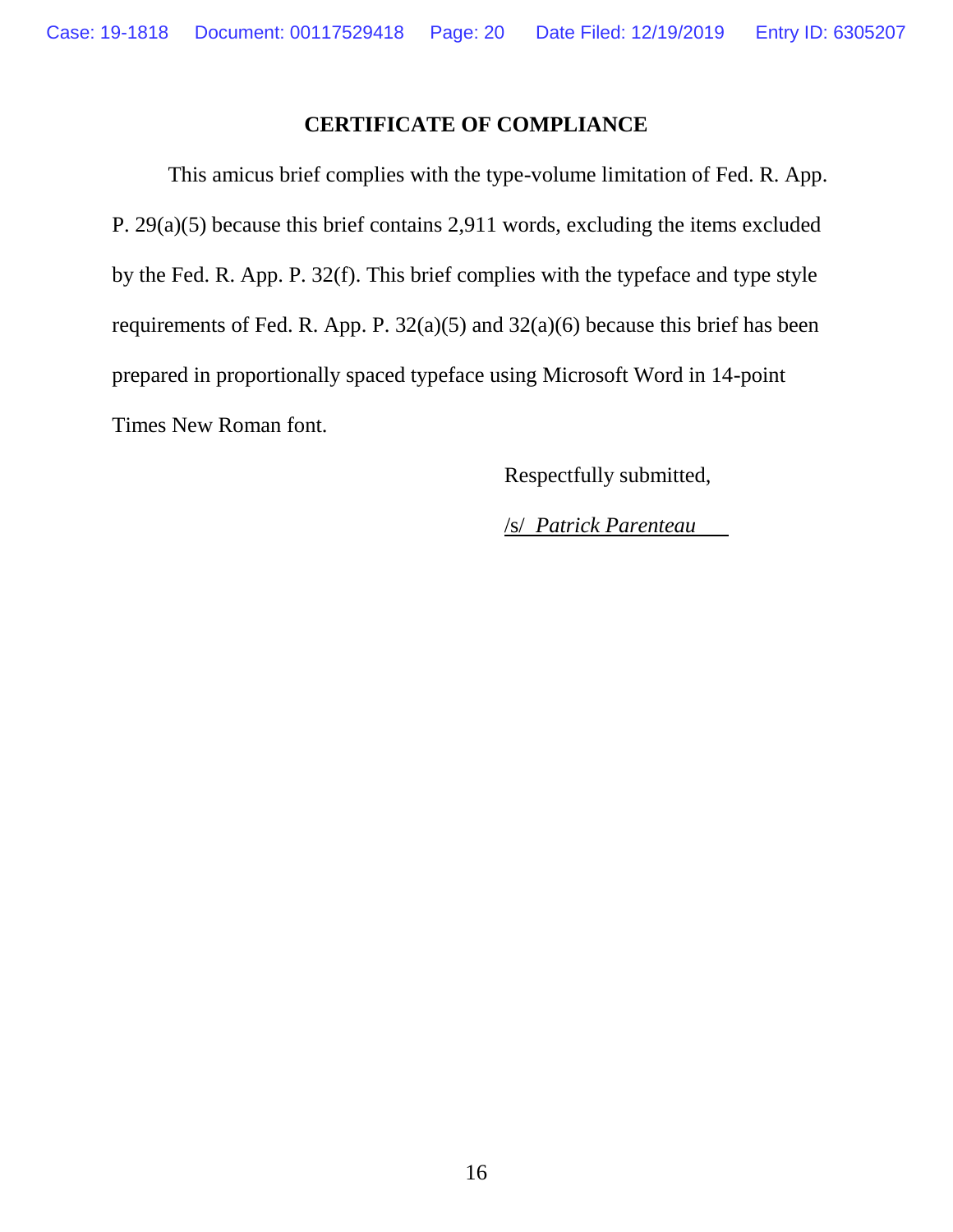## CERTIFICATE OF COMPLIANCE

This amicus brief complies with the type-volume limitation of Fed. R. App. P. 29(a)(5) because this brief contains 2,911 words, excluding the items excluded by the Fed. R. App. P. 32(f). This brief complies with the typeface and type style requirements of Fed. R. App. P. 32(a)(5) and 32(a)(6) because this brief has been prepared in proportionally spaced typeface using Microsoft Word in 14-point Times New Roman font.

Respectfully submitted,

/s/ *Patrick Parenteau*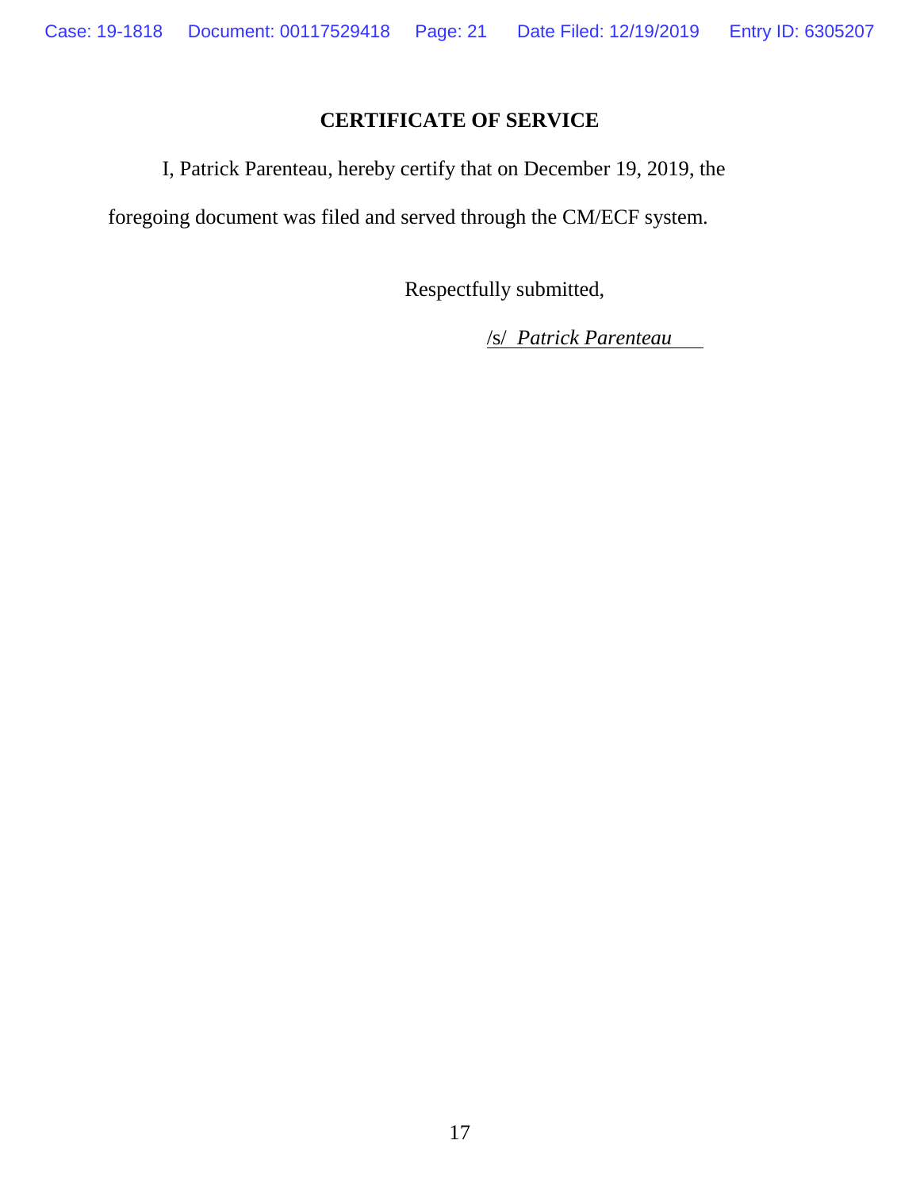## CERTIFICATE OF SERVICE

I, Patrick Parenteau, hereby certify that on December 19, 2019, the foregoing document was filed and served through the CM/ECF system.

Respectfully submitted,

/s/ *Patrick Parenteau*